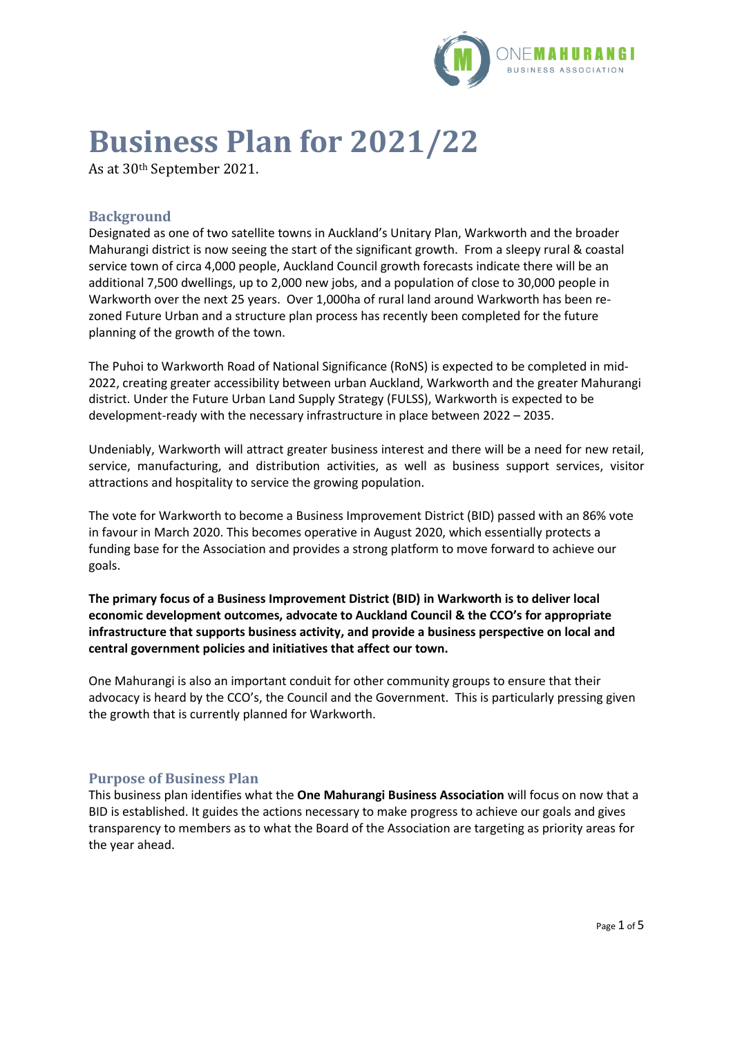# Business Plan for 2021/22

As at 30th September 2021.

## Background

Designated as one of two satellite towns in Auckland's Unitary Plan, Warkworth and the broader Mahurangi district is now seeing the start of the significant growth. From a sleepy rural & coastal service town of circa 4,000 people, Auckland Council growth forecasts indicate there will be an additional 7,500 dwellings, up to 2,000 new jobs, and a population of close to 30,000 people in Warkworth over the next 25 years. Over 1,000ha of rural land around Warkworth has been re-zoned Future Urban and a structure plan process has recently been completed for the future planning of the growth of the town.

The Puhoi to Warkworth Road of National Significance (RoNS) is expected to be completed in mid-2022, creating greater accessibility between urban Auckland, Warkworth and the greater Mahurangi district. Under the Future Urban Land Supply Strategy (FULSS), Warkworth is expected to be development-ready with the necessary infrastructure in place between 2022 – 2035.

Undeniably, Warkworth will attract greater business interest and there will be a need for new retail, service, manufacturing, and distribution activities, as well as business support services, visitor attractions and hospitality to service the growing population.

The vote for Warkworth to become a Business Improvement District (BID) passed with an 86% vote in favour in March 2020. This becomes operative in August 2020, which essentially protects a funding base for the Association and provides a strong platform to move forward to achieve our goals.

**The primary focus of a Business Improvement District (BID) in Warkworth is to deliver local economic development outcomes, advocate to Auckland Council & the CCO's for appropriate infrastructure that supports business activity, and provide a business perspective on local and central government policies and initiatives that affect our town.**

One Mahurangi is also an important conduit for other community groups to ensure that their advocacy is heard by the CCO's, the Council and the Government. This is particularly pressing given the growth that is currently planned for Warkworth.

## Purpose of Business Plan

This business plan identifies what the **One Mahurangi Business Association** will focus on now that a BID is established. It guides the actions necessary to make progress to achieve our goals and gives transparency to members as to what the Board of the Association are targeting as priority areas for the year ahead.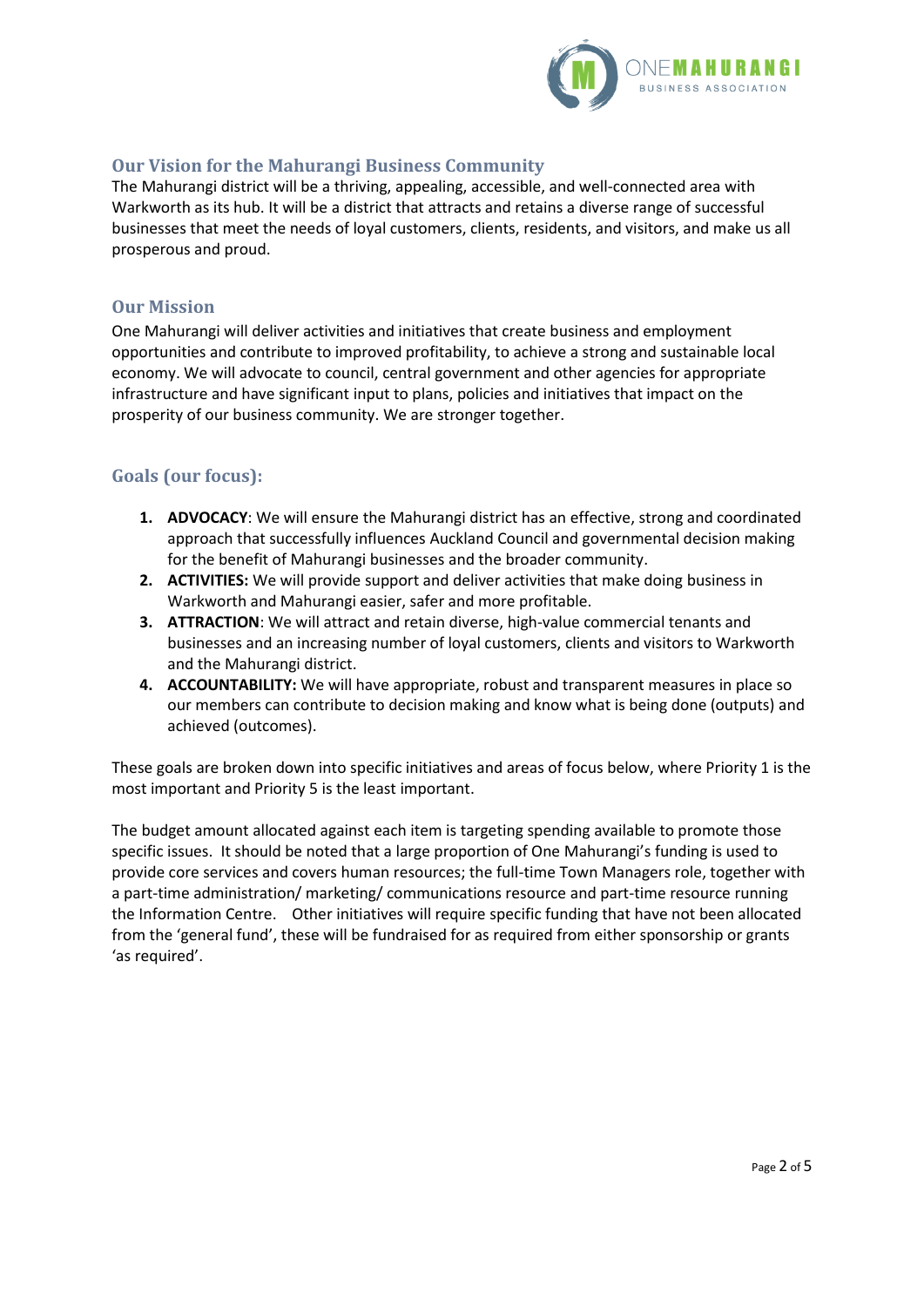## Our Vision for the Mahurangi Business Community

The Mahurangi district will be a thriving, appealing, accessible, and well-connected area with Warkworth as its hub. It will be a district that attracts and retains a diverse range of successful businesses that meet the needs of loyal customers, clients, residents, and visitors, and make us all prosperous and proud.

## Our Mission

One Mahurangi will deliver activities and initiatives that create business and employment opportunities and contribute to improved profitability, to achieve a strong and sustainable local economy. We will advocate to council, central government and other agencies for appropriate infrastructure and have significant input to plans, policies and initiatives that impact on the prosperity of our business community. We are stronger together.

## Goals (our focus):

1. **ADVOCACY**: We will ensure the Mahurangi district has an effective, strong and coordinated approach that successfully influences Auckland Council and governmental decision making for the benefit of Mahurangi businesses and the broader community.
2. **ACTIVITIES:** We will provide support and deliver activities that make doing business in Warkworth and Mahurangi easier, safer and more profitable.
3. **ATTRACTION**: We will attract and retain diverse, high-value commercial tenants and businesses and an increasing number of loyal customers, clients and visitors to Warkworth and the Mahurangi district.
4. **ACCOUNTABILITY:** We will have appropriate, robust and transparent measures in place so our members can contribute to decision making and know what is being done (outputs) and achieved (outcomes).

These goals are broken down into specific initiatives and areas of focus below, where Priority 1 is the most important and Priority 5 is the least important.

The budget amount allocated against each item is targeting spending available to promote those specific issues. It should be noted that a large proportion of One Mahurangi's funding is used to provide core services and covers human resources; the full-time Town Managers role, together with a part-time administration/ marketing/ communications resource and part-time resource running the Information Centre. Other initiatives will require specific funding that have not been allocated from the 'general fund', these will be fundraised for as required from either sponsorship or grants 'as required'.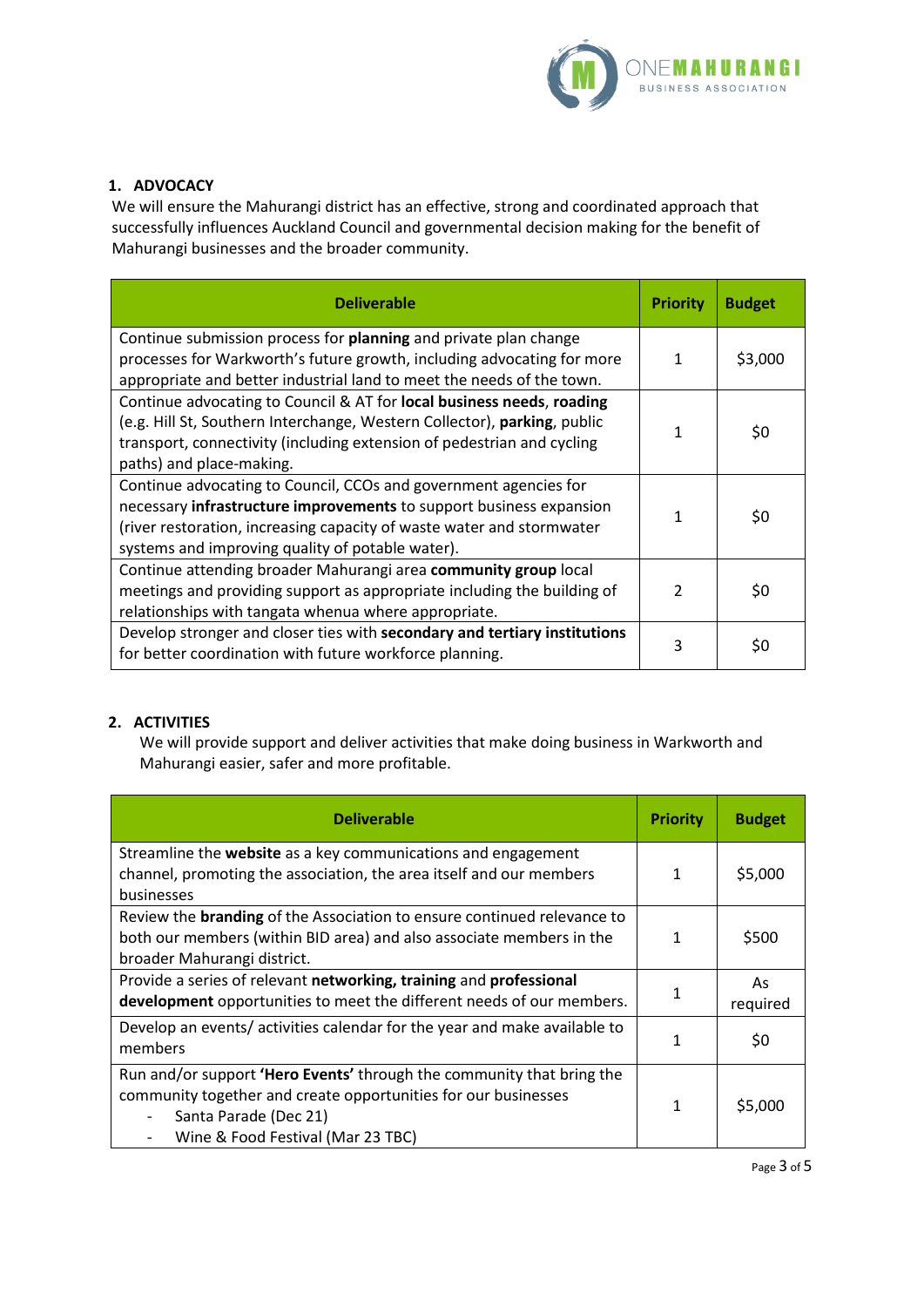## 1. ADVOCACY

We will ensure the Mahurangi district has an effective, strong and coordinated approach that successfully influences Auckland Council and governmental decision making for the benefit of Mahurangi businesses and the broader community.

| Deliverable | Priority | Budget |
|---|---|---|
| Continue submission process for **planning** and private plan change processes for Warkworth's future growth, including advocating for more appropriate and better industrial land to meet the needs of the town. | 1 | $3,000 |
| Continue advocating to Council & AT for **local business needs**, **roading** (e.g. Hill St, Southern Interchange, Western Collector), **parking**, public transport, connectivity (including extension of pedestrian and cycling paths) and place-making. | 1 | $0 |
| Continue advocating to Council, CCOs and government agencies for necessary **infrastructure improvements** to support business expansion (river restoration, increasing capacity of waste water and stormwater systems and improving quality of potable water). | 1 | $0 |
| Continue attending broader Mahurangi area **community group** local meetings and providing support as appropriate including the building of relationships with tangata whenua where appropriate. | 2 | $0 |
| Develop stronger and closer ties with **secondary and tertiary institutions** for better coordination with future workforce planning. | 3 | $0 |

## 2. ACTIVITIES

We will provide support and deliver activities that make doing business in Warkworth and Mahurangi easier, safer and more profitable.

| Deliverable | Priority | Budget |
|---|---|---|
| Streamline the **website** as a key communications and engagement channel, promoting the association, the area itself and our members businesses | 1 | $5,000 |
| Review the **branding** of the Association to ensure continued relevance to both our members (within BID area) and also associate members in the broader Mahurangi district. | 1 | $500 |
| Provide a series of relevant **networking, training** and **professional development** opportunities to meet the different needs of our members. | 1 | As required |
| Develop an events/ activities calendar for the year and make available to members | 1 | $0 |
| Run and/or support **'Hero Events'** through the community that bring the community together and create opportunities for our businesses<br>- Santa Parade (Dec 21)<br>- Wine & Food Festival (Mar 23 TBC) | 1 | $5,000 |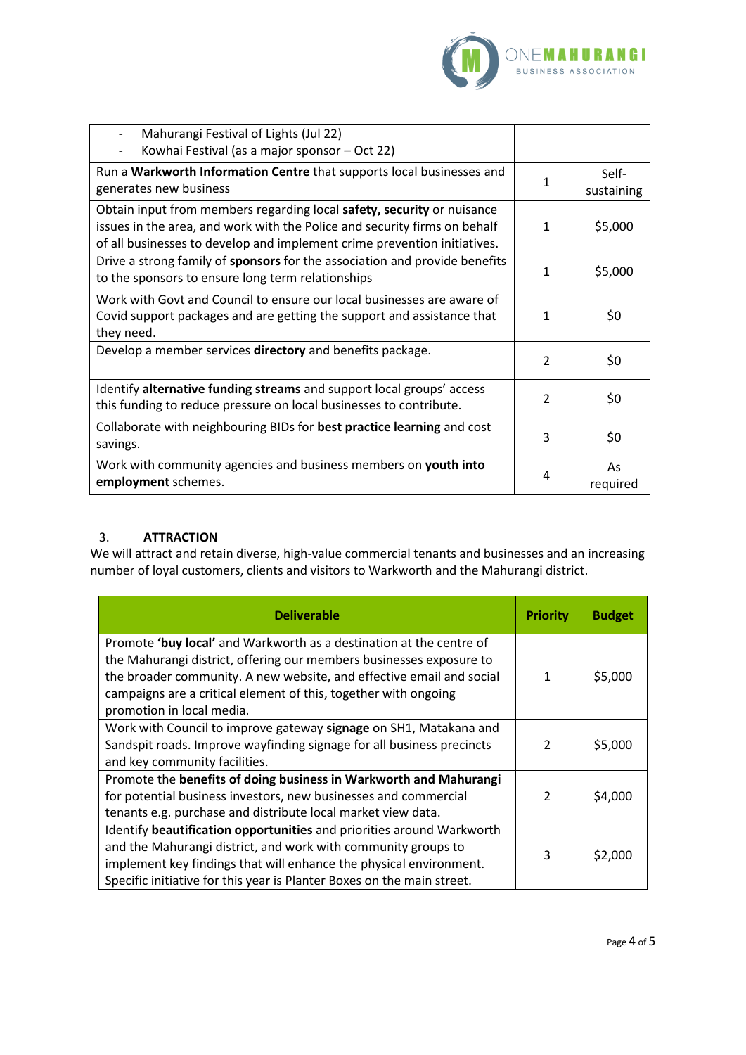| | | |
|---|---|---|
| - Mahurangi Festival of Lights (Jul 22)<br>- Kowhai Festival (as a major sponsor – Oct 22) | | |
| Run a **Warkworth Information Centre** that supports local businesses and generates new business | 1 | Self-sustaining |
| Obtain input from members regarding local **safety, security** or nuisance issues in the area, and work with the Police and security firms on behalf of all businesses to develop and implement crime prevention initiatives. | 1 | $5,000 |
| Drive a strong family of **sponsors** for the association and provide benefits to the sponsors to ensure long term relationships | 1 | $5,000 |
| Work with Govt and Council to ensure our local businesses are aware of Covid support packages and are getting the support and assistance that they need. | 1 | $0 |
| Develop a member services **directory** and benefits package. | 2 | $0 |
| Identify **alternative funding streams** and support local groups' access this funding to reduce pressure on local businesses to contribute. | 2 | $0 |
| Collaborate with neighbouring BIDs for **best practice learning** and cost savings. | 3 | $0 |
| Work with community agencies and business members on **youth into employment** schemes. | 4 | As required |

## 3. ATTRACTION

We will attract and retain diverse, high-value commercial tenants and businesses and an increasing number of loyal customers, clients and visitors to Warkworth and the Mahurangi district.

| Deliverable | Priority | Budget |
|---|---|---|
| Promote **'buy local'** and Warkworth as a destination at the centre of the Mahurangi district, offering our members businesses exposure to the broader community. A new website, and effective email and social campaigns are a critical element of this, together with ongoing promotion in local media. | 1 | $5,000 |
| Work with Council to improve gateway **signage** on SH1, Matakana and Sandspit roads. Improve wayfinding signage for all business precincts and key community facilities. | 2 | $5,000 |
| Promote the **benefits of doing business in Warkworth and Mahurangi** for potential business investors, new businesses and commercial tenants e.g. purchase and distribute local market view data. | 2 | $4,000 |
| Identify **beautification opportunities** and priorities around Warkworth and the Mahurangi district, and work with community groups to implement key findings that will enhance the physical environment. Specific initiative for this year is Planter Boxes on the main street. | 3 | $2,000 |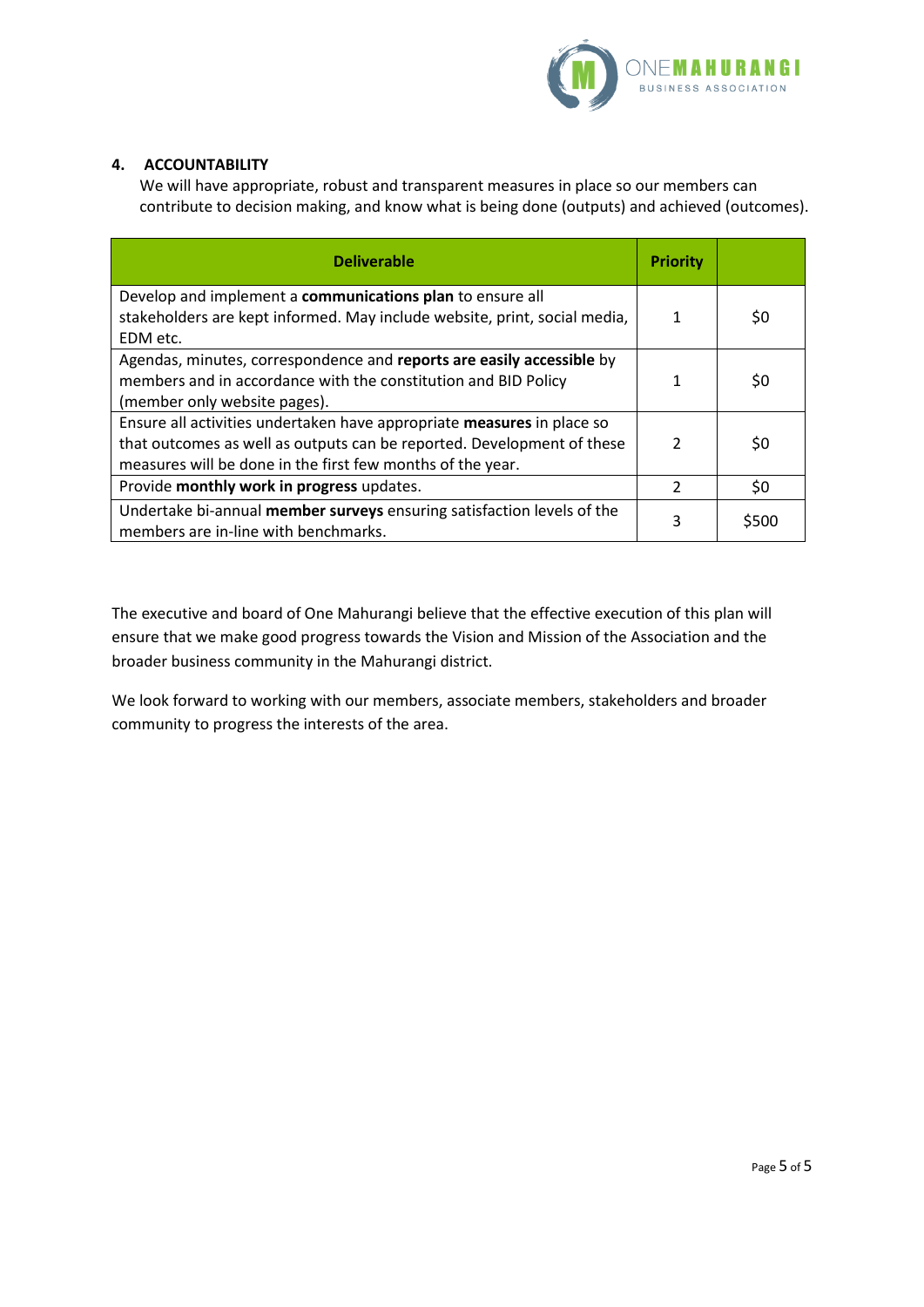## 4. ACCOUNTABILITY

We will have appropriate, robust and transparent measures in place so our members can contribute to decision making, and know what is being done (outputs) and achieved (outcomes).

| Deliverable | Priority | |
|---|---|---|
| Develop and implement a **communications plan** to ensure all stakeholders are kept informed. May include website, print, social media, EDM etc. | 1 | $0 |
| Agendas, minutes, correspondence and **reports are easily accessible** by members and in accordance with the constitution and BID Policy (member only website pages). | 1 | $0 |
| Ensure all activities undertaken have appropriate **measures** in place so that outcomes as well as outputs can be reported. Development of these measures will be done in the first few months of the year. | 2 | $0 |
| Provide **monthly work in progress** updates. | 2 | $0 |
| Undertake bi-annual **member surveys** ensuring satisfaction levels of the members are in-line with benchmarks. | 3 | $500 |

The executive and board of One Mahurangi believe that the effective execution of this plan will ensure that we make good progress towards the Vision and Mission of the Association and the broader business community in the Mahurangi district.

We look forward to working with our members, associate members, stakeholders and broader community to progress the interests of the area.